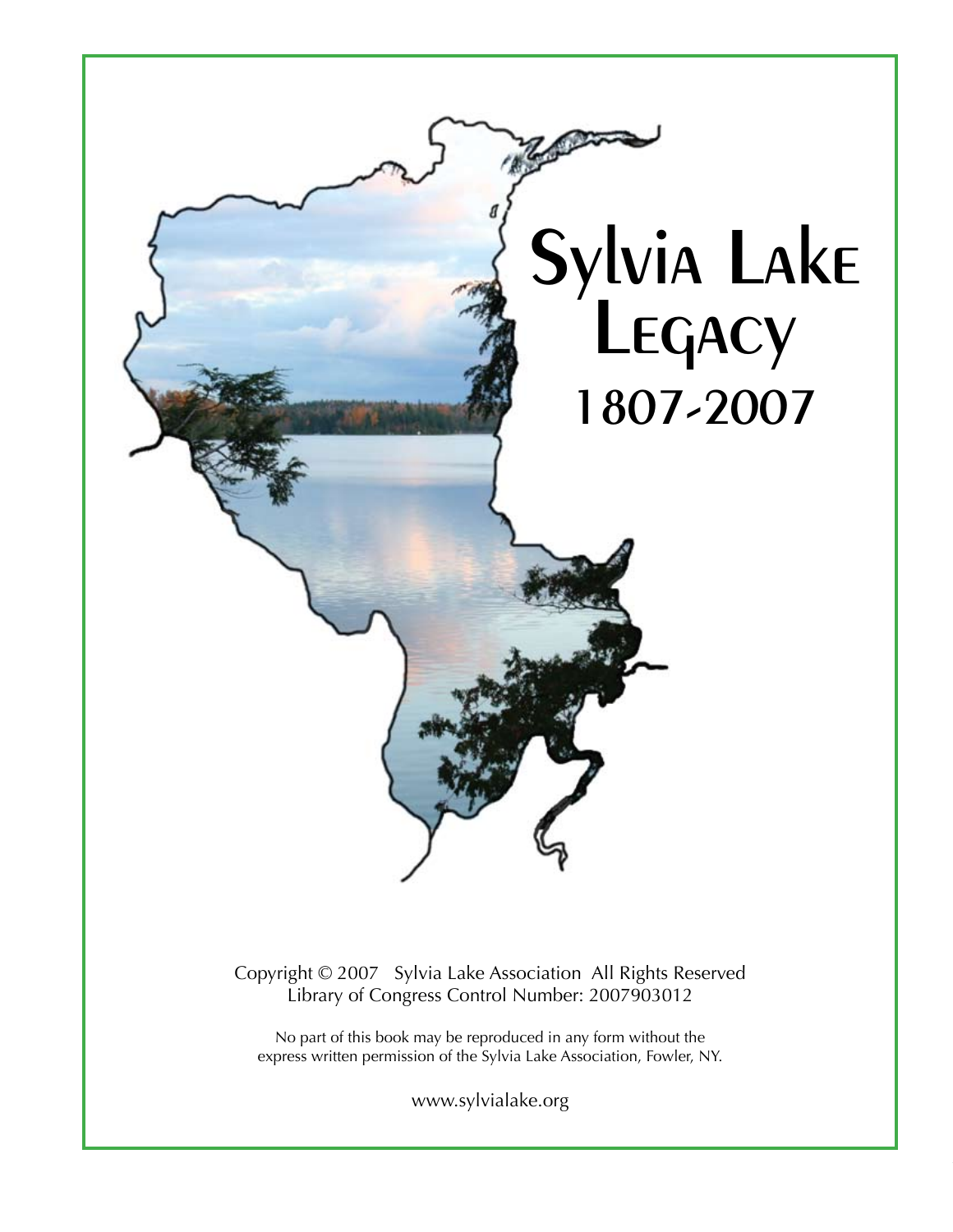# Sylvia Lake Legacy

## 1807-2007

Copyright © 2007 Sylvia Lake Association All Rights Reserved
Library of Congress Control Number: 2007903012

No part of this book may be reproduced in any form without the express written permission of the Sylvia Lake Association, Fowler, NY.

www.sylvialake.org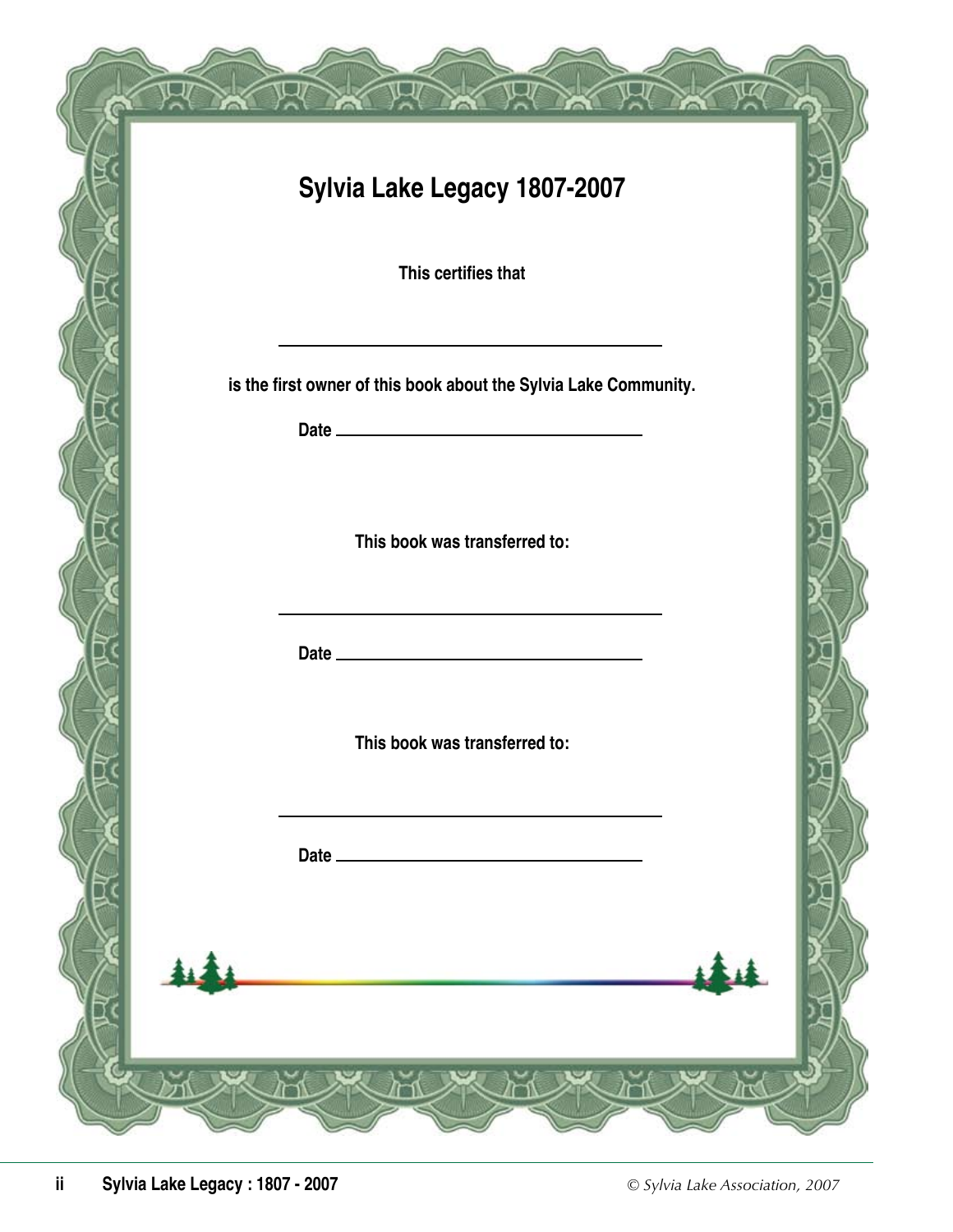# Sylvia Lake Legacy 1807-2007

**This certifies that**

\_\_\_\_\_\_\_\_\_\_\_\_\_\_\_\_\_\_\_\_\_\_\_\_\_\_\_\_\_\_\_\_\_\_\_\_\_\_\_\_

**is the first owner of this book about the Sylvia Lake Community.**

**Date** \_\_\_\_\_\_\_\_\_\_\_\_\_\_\_\_\_\_\_\_\_\_\_\_\_\_\_\_\_\_\_\_\_\_

**This book was transferred to:**

\_\_\_\_\_\_\_\_\_\_\_\_\_\_\_\_\_\_\_\_\_\_\_\_\_\_\_\_\_\_\_\_\_\_\_\_\_\_\_\_

**Date** \_\_\_\_\_\_\_\_\_\_\_\_\_\_\_\_\_\_\_\_\_\_\_\_\_\_\_\_\_\_\_\_\_\_

**This book was transferred to:**

\_\_\_\_\_\_\_\_\_\_\_\_\_\_\_\_\_\_\_\_\_\_\_\_\_\_\_\_\_\_\_\_\_\_\_\_\_\_\_\_

**Date** \_\_\_\_\_\_\_\_\_\_\_\_\_\_\_\_\_\_\_\_\_\_\_\_\_\_\_\_\_\_\_\_\_\_

*© Sylvia Lake Association, 2007*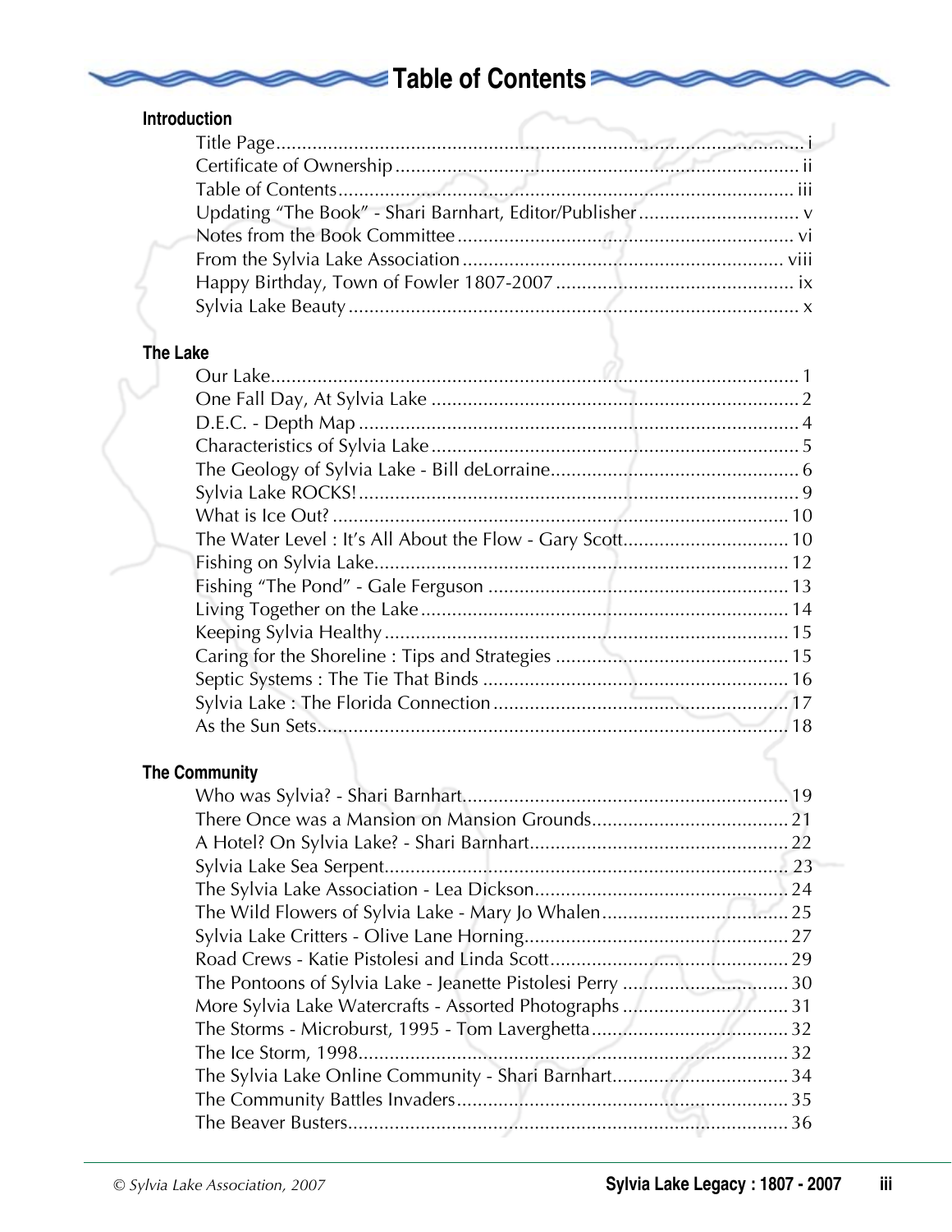# Table of Contents

## Introduction

- Title Page ........ i
- Certificate of Ownership ........ ii
- Table of Contents ........ iii
- Updating "The Book" - Shari Barnhart, Editor/Publisher ........ v
- Notes from the Book Committee ........ vi
- From the Sylvia Lake Association ........ viii
- Happy Birthday, Town of Fowler 1807-2007 ........ ix
- Sylvia Lake Beauty ........ x

## The Lake

- Our Lake ........ 1
- One Fall Day, At Sylvia Lake ........ 2
- D.E.C. - Depth Map ........ 4
- Characteristics of Sylvia Lake ........ 5
- The Geology of Sylvia Lake - Bill deLorraine ........ 6
- Sylvia Lake ROCKS! ........ 9
- What is Ice Out? ........ 10
- The Water Level : It's All About the Flow - Gary Scott ........ 10
- Fishing on Sylvia Lake ........ 12
- Fishing "The Pond" - Gale Ferguson ........ 13
- Living Together on the Lake ........ 14
- Keeping Sylvia Healthy ........ 15
- Caring for the Shoreline : Tips and Strategies ........ 15
- Septic Systems : The Tie That Binds ........ 16
- Sylvia Lake : The Florida Connection ........ 17
- As the Sun Sets ........ 18

## The Community

- Who was Sylvia? - Shari Barnhart ........ 19
- There Once was a Mansion on Mansion Grounds ........ 21
- A Hotel? On Sylvia Lake? - Shari Barnhart ........ 22
- Sylvia Lake Sea Serpent ........ 23
- The Sylvia Lake Association - Lea Dickson ........ 24
- The Wild Flowers of Sylvia Lake - Mary Jo Whalen ........ 25
- Sylvia Lake Critters - Olive Lane Horning ........ 27
- Road Crews - Katie Pistolesi and Linda Scott ........ 29
- The Pontoons of Sylvia Lake - Jeanette Pistolesi Perry ........ 30
- More Sylvia Lake Watercrafts - Assorted Photographs ........ 31
- The Storms - Microburst, 1995 - Tom Laverghetta ........ 32
- The Ice Storm, 1998 ........ 32
- The Sylvia Lake Online Community - Shari Barnhart ........ 34
- The Community Battles Invaders ........ 35
- The Beaver Busters ........ 36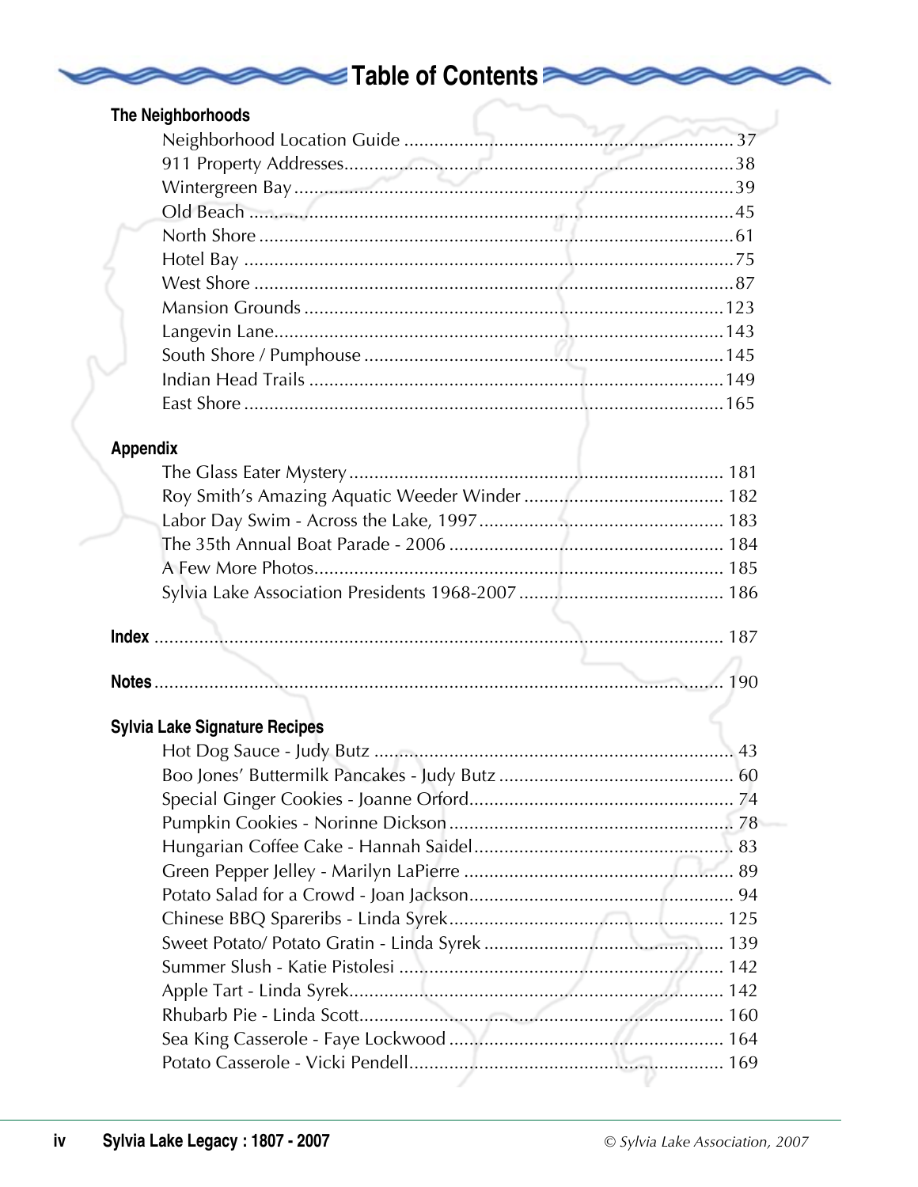# Table of Contents

### The Neighborhoods

- Neighborhood Location Guide .................................................................. 37
- 911 Property Addresses.............................................................................. 38
- Wintergreen Bay ....................................................................................... 39
- Old Beach ................................................................................................ 45
- North Shore .............................................................................................. 61
- Hotel Bay ................................................................................................. 75
- West Shore ............................................................................................... 87
- Mansion Grounds .................................................................................... 123
- Langevin Lane.......................................................................................... 143
- South Shore / Pumphouse ....................................................................... 145
- Indian Head Trails ................................................................................... 149
- East Shore ............................................................................................... 165

### Appendix

- The Glass Eater Mystery ........................................................................... 181
- Roy Smith's Amazing Aquatic Weeder Winder ........................................ 182
- Labor Day Swim - Across the Lake, 1997 ................................................ 183
- The 35th Annual Boat Parade - 2006 ....................................................... 184
- A Few More Photos.................................................................................. 185
- Sylvia Lake Association Presidents 1968-2007 ........................................ 186

**Index** ................................................................................................. 187

**Notes** ................................................................................................. 190

### Sylvia Lake Signature Recipes

- Hot Dog Sauce - Judy Butz ........................................................................ 43
- Boo Jones' Buttermilk Pancakes - Judy Butz ............................................... 60
- Special Ginger Cookies - Joanne Orford..................................................... 74
- Pumpkin Cookies - Norinne Dickson ......................................................... 78
- Hungarian Coffee Cake - Hannah Saidel.................................................... 83
- Green Pepper Jelley - Marilyn LaPierre ..................................................... 89
- Potato Salad for a Crowd - Joan Jackson.................................................... 94
- Chinese BBQ Spareribs - Linda Syrek....................................................... 125
- Sweet Potato/ Potato Gratin - Linda Syrek ................................................ 139
- Summer Slush - Katie Pistolesi ................................................................. 142
- Apple Tart - Linda Syrek........................................................................... 142
- Rhubarb Pie - Linda Scott......................................................................... 160
- Sea King Casserole - Faye Lockwood ....................................................... 164
- Potato Casserole - Vicki Pendell................................................................ 169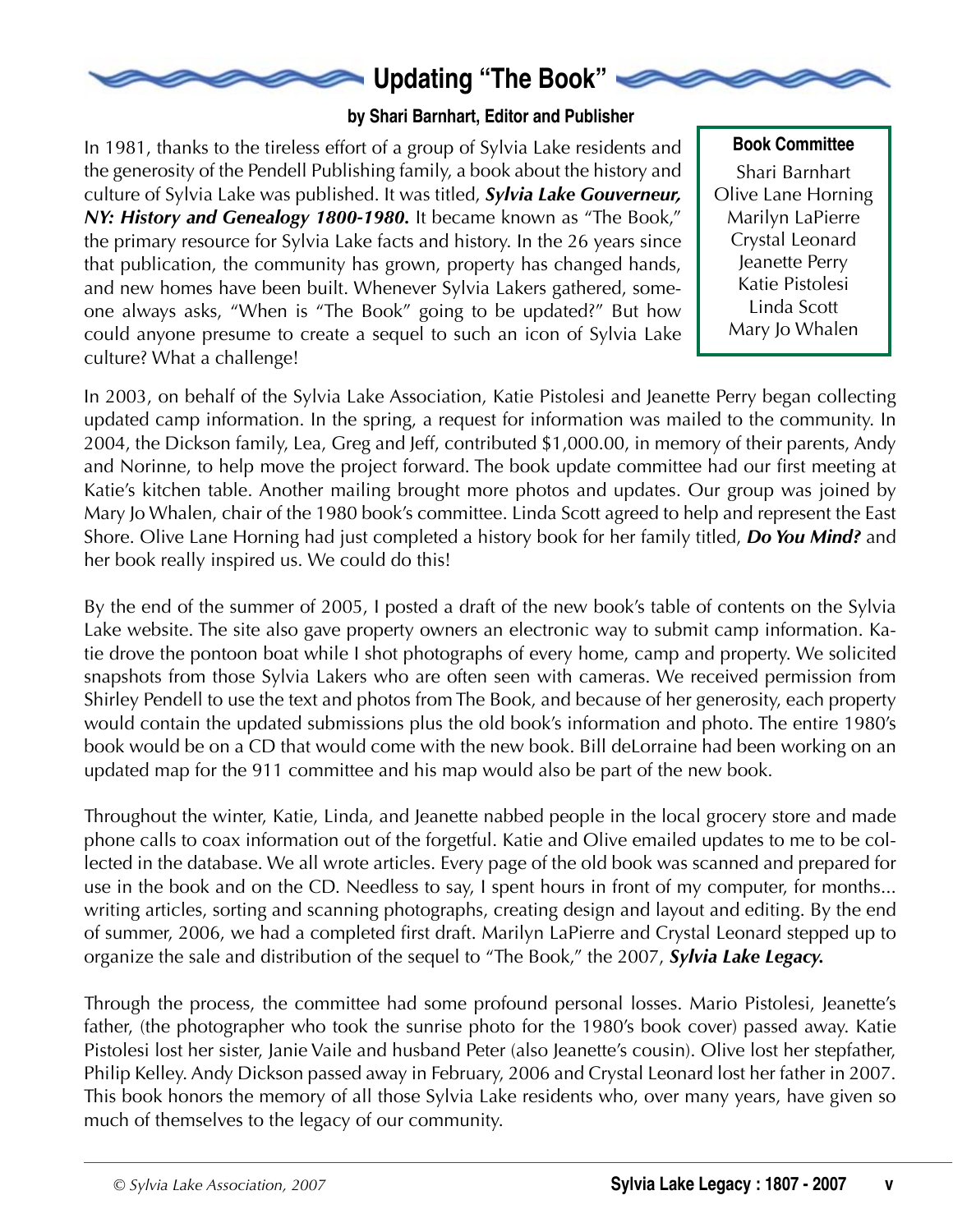# Updating "The Book"

**by Shari Barnhart, Editor and Publisher**

In 1981, thanks to the tireless effort of a group of Sylvia Lake residents and the generosity of the Pendell Publishing family, a book about the history and culture of Sylvia Lake was published. It was titled, ***Sylvia Lake Gouverneur, NY: History and Genealogy 1800-1980.*** It became known as "The Book," the primary resource for Sylvia Lake facts and history. In the 26 years since that publication, the community has grown, property has changed hands, and new homes have been built. Whenever Sylvia Lakers gathered, someone always asks, "When is "The Book" going to be updated?" But how could anyone presume to create a sequel to such an icon of Sylvia Lake culture? What a challenge!

**Book Committee**

Shari Barnhart
Olive Lane Horning
Marilyn LaPierre
Crystal Leonard
Jeanette Perry
Katie Pistolesi
Linda Scott
Mary Jo Whalen

In 2003, on behalf of the Sylvia Lake Association, Katie Pistolesi and Jeanette Perry began collecting updated camp information. In the spring, a request for information was mailed to the community. In 2004, the Dickson family, Lea, Greg and Jeff, contributed $1,000.00, in memory of their parents, Andy and Norinne, to help move the project forward. The book update committee had our first meeting at Katie's kitchen table. Another mailing brought more photos and updates. Our group was joined by Mary Jo Whalen, chair of the 1980 book's committee. Linda Scott agreed to help and represent the East Shore. Olive Lane Horning had just completed a history book for her family titled, ***Do You Mind?*** and her book really inspired us. We could do this!

By the end of the summer of 2005, I posted a draft of the new book's table of contents on the Sylvia Lake website. The site also gave property owners an electronic way to submit camp information. Katie drove the pontoon boat while I shot photographs of every home, camp and property. We solicited snapshots from those Sylvia Lakers who are often seen with cameras. We received permission from Shirley Pendell to use the text and photos from The Book, and because of her generosity, each property would contain the updated submissions plus the old book's information and photo. The entire 1980's book would be on a CD that would come with the new book. Bill deLorraine had been working on an updated map for the 911 committee and his map would also be part of the new book.

Throughout the winter, Katie, Linda, and Jeanette nabbed people in the local grocery store and made phone calls to coax information out of the forgetful. Katie and Olive emailed updates to me to be collected in the database. We all wrote articles. Every page of the old book was scanned and prepared for use in the book and on the CD. Needless to say, I spent hours in front of my computer, for months... writing articles, sorting and scanning photographs, creating design and layout and editing. By the end of summer, 2006, we had a completed first draft. Marilyn LaPierre and Crystal Leonard stepped up to organize the sale and distribution of the sequel to "The Book," the 2007, ***Sylvia Lake Legacy.***

Through the process, the committee had some profound personal losses. Mario Pistolesi, Jeanette's father, (the photographer who took the sunrise photo for the 1980's book cover) passed away. Katie Pistolesi lost her sister, Janie Vaile and husband Peter (also Jeanette's cousin). Olive lost her stepfather, Philip Kelley. Andy Dickson passed away in February, 2006 and Crystal Leonard lost her father in 2007. This book honors the memory of all those Sylvia Lake residents who, over many years, have given so much of themselves to the legacy of our community.

*© Sylvia Lake Association, 2007*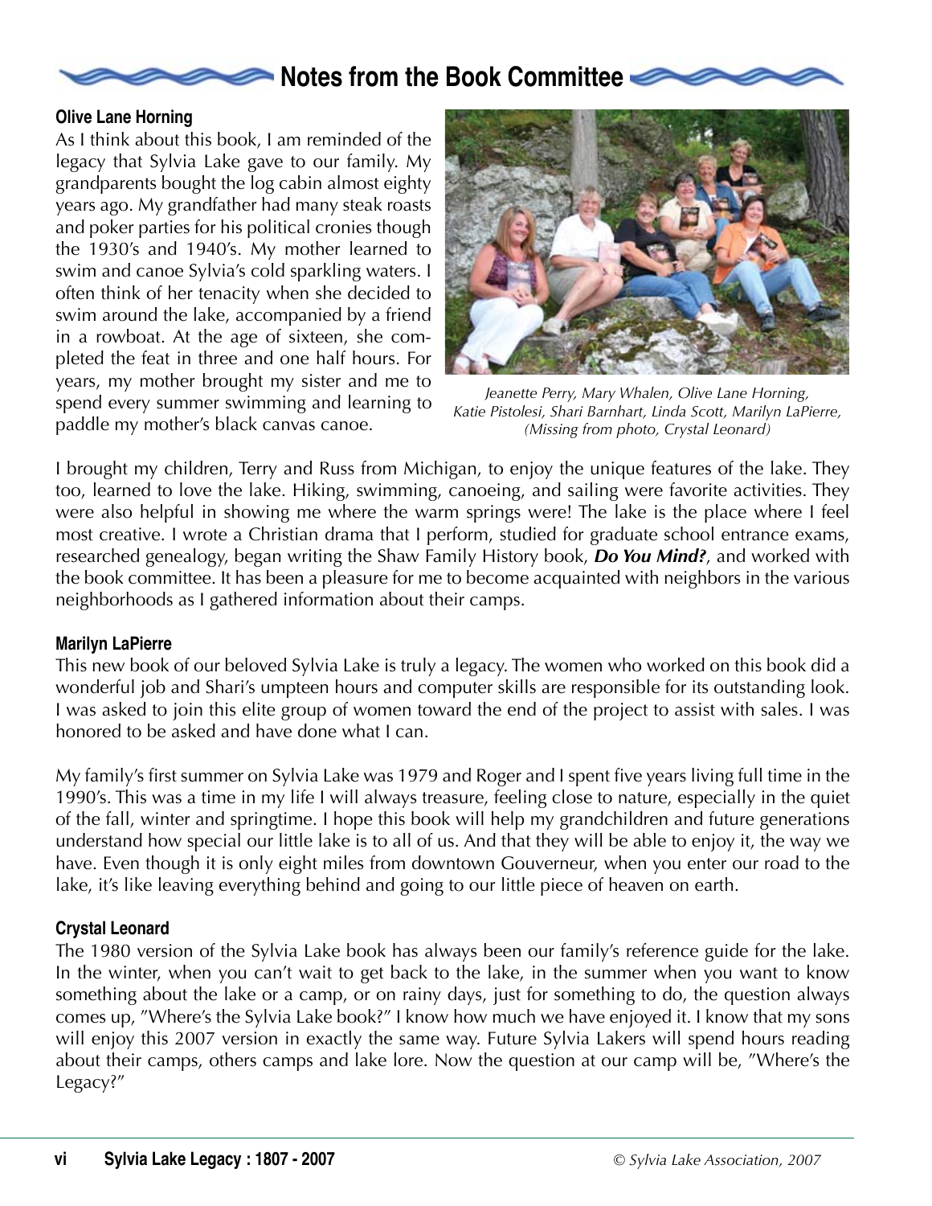## Notes from the Book Committee

**Olive Lane Horning**

As I think about this book, I am reminded of the legacy that Sylvia Lake gave to our family. My grandparents bought the log cabin almost eighty years ago. My grandfather had many steak roasts and poker parties for his political cronies though the 1930's and 1940's. My mother learned to swim and canoe Sylvia's cold sparkling waters. I often think of her tenacity when she decided to swim around the lake, accompanied by a friend in a rowboat. At the age of sixteen, she completed the feat in three and one half hours. For years, my mother brought my sister and me to spend every summer swimming and learning to paddle my mother's black canvas canoe.

*Jeanette Perry, Mary Whalen, Olive Lane Horning, Katie Pistolesi, Shari Barnhart, Linda Scott, Marilyn LaPierre, (Missing from photo, Crystal Leonard)*

I brought my children, Terry and Russ from Michigan, to enjoy the unique features of the lake. They too, learned to love the lake. Hiking, swimming, canoeing, and sailing were favorite activities. They were also helpful in showing me where the warm springs were! The lake is the place where I feel most creative. I wrote a Christian drama that I perform, studied for graduate school entrance exams, researched genealogy, began writing the Shaw Family History book, ***Do You Mind?***, and worked with the book committee. It has been a pleasure for me to become acquainted with neighbors in the various neighborhoods as I gathered information about their camps.

**Marilyn LaPierre**

This new book of our beloved Sylvia Lake is truly a legacy. The women who worked on this book did a wonderful job and Shari's umpteen hours and computer skills are responsible for its outstanding look. I was asked to join this elite group of women toward the end of the project to assist with sales. I was honored to be asked and have done what I can.

My family's first summer on Sylvia Lake was 1979 and Roger and I spent five years living full time in the 1990's. This was a time in my life I will always treasure, feeling close to nature, especially in the quiet of the fall, winter and springtime. I hope this book will help my grandchildren and future generations understand how special our little lake is to all of us. And that they will be able to enjoy it, the way we have. Even though it is only eight miles from downtown Gouverneur, when you enter our road to the lake, it's like leaving everything behind and going to our little piece of heaven on earth.

**Crystal Leonard**

The 1980 version of the Sylvia Lake book has always been our family's reference guide for the lake. In the winter, when you can't wait to get back to the lake, in the summer when you want to know something about the lake or a camp, or on rainy days, just for something to do, the question always comes up, "Where's the Sylvia Lake book?" I know how much we have enjoyed it. I know that my sons will enjoy this 2007 version in exactly the same way. Future Sylvia Lakers will spend hours reading about their camps, others camps and lake lore. Now the question at our camp will be, "Where's the Legacy?"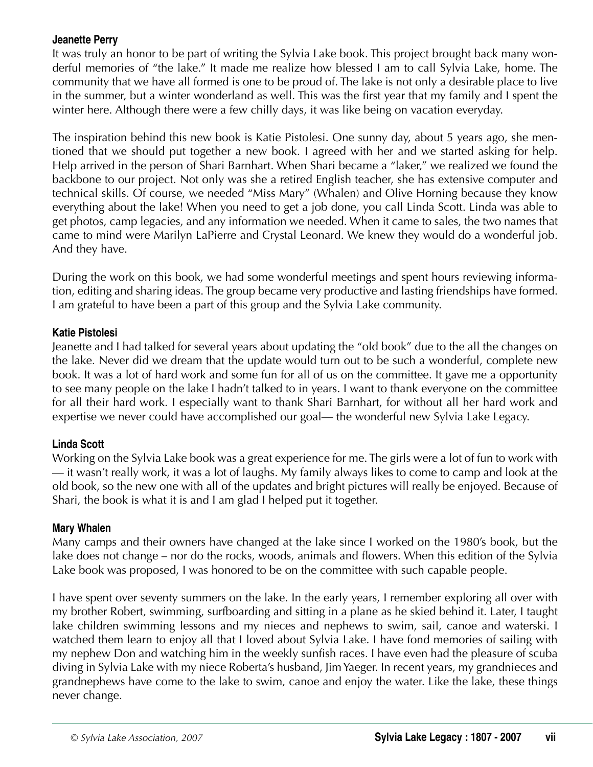### Jeanette Perry

It was truly an honor to be part of writing the Sylvia Lake book. This project brought back many wonderful memories of "the lake." It made me realize how blessed I am to call Sylvia Lake, home. The community that we have all formed is one to be proud of. The lake is not only a desirable place to live in the summer, but a winter wonderland as well. This was the first year that my family and I spent the winter here. Although there were a few chilly days, it was like being on vacation everyday.

The inspiration behind this new book is Katie Pistolesi. One sunny day, about 5 years ago, she mentioned that we should put together a new book. I agreed with her and we started asking for help. Help arrived in the person of Shari Barnhart. When Shari became a "laker," we realized we found the backbone to our project. Not only was she a retired English teacher, she has extensive computer and technical skills. Of course, we needed "Miss Mary" (Whalen) and Olive Horning because they know everything about the lake! When you need to get a job done, you call Linda Scott. Linda was able to get photos, camp legacies, and any information we needed. When it came to sales, the two names that came to mind were Marilyn LaPierre and Crystal Leonard. We knew they would do a wonderful job. And they have.

During the work on this book, we had some wonderful meetings and spent hours reviewing information, editing and sharing ideas. The group became very productive and lasting friendships have formed. I am grateful to have been a part of this group and the Sylvia Lake community.

### Katie Pistolesi

Jeanette and I had talked for several years about updating the "old book" due to the all the changes on the lake. Never did we dream that the update would turn out to be such a wonderful, complete new book. It was a lot of hard work and some fun for all of us on the committee. It gave me a opportunity to see many people on the lake I hadn't talked to in years. I want to thank everyone on the committee for all their hard work. I especially want to thank Shari Barnhart, for without all her hard work and expertise we never could have accomplished our goal— the wonderful new Sylvia Lake Legacy.

### Linda Scott

Working on the Sylvia Lake book was a great experience for me. The girls were a lot of fun to work with — it wasn't really work, it was a lot of laughs. My family always likes to come to camp and look at the old book, so the new one with all of the updates and bright pictures will really be enjoyed. Because of Shari, the book is what it is and I am glad I helped put it together.

### Mary Whalen

Many camps and their owners have changed at the lake since I worked on the 1980's book, but the lake does not change – nor do the rocks, woods, animals and flowers. When this edition of the Sylvia Lake book was proposed, I was honored to be on the committee with such capable people.

I have spent over seventy summers on the lake. In the early years, I remember exploring all over with my brother Robert, swimming, surfboarding and sitting in a plane as he skied behind it. Later, I taught lake children swimming lessons and my nieces and nephews to swim, sail, canoe and waterski. I watched them learn to enjoy all that I loved about Sylvia Lake. I have fond memories of sailing with my nephew Don and watching him in the weekly sunfish races. I have even had the pleasure of scuba diving in Sylvia Lake with my niece Roberta's husband, Jim Yaeger. In recent years, my grandnieces and grandnephews have come to the lake to swim, canoe and enjoy the water. Like the lake, these things never change.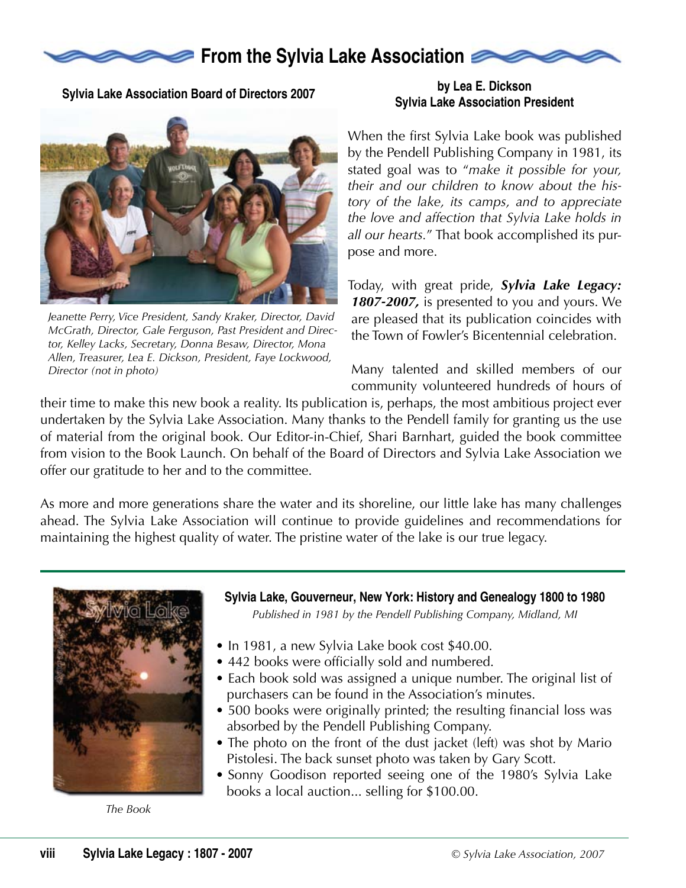# From the Sylvia Lake Association

**Sylvia Lake Association Board of Directors 2007**

*Jeanette Perry, Vice President, Sandy Kraker, Director, David McGrath, Director, Gale Ferguson, Past President and Director, Kelley Lacks, Secretary, Donna Besaw, Director, Mona Allen, Treasurer, Lea E. Dickson, President, Faye Lockwood, Director (not in photo)*

**by Lea E. Dickson**
**Sylvia Lake Association President**

When the first Sylvia Lake book was published by the Pendell Publishing Company in 1981, its stated goal was to "*make it possible for your, their and our children to know about the history of the lake, its camps, and to appreciate the love and affection that Sylvia Lake holds in all our hearts.*" That book accomplished its purpose and more.

Today, with great pride, ***Sylvia Lake Legacy: 1807-2007,*** is presented to you and yours. We are pleased that its publication coincides with the Town of Fowler's Bicentennial celebration.

Many talented and skilled members of our community volunteered hundreds of hours of their time to make this new book a reality. Its publication is, perhaps, the most ambitious project ever undertaken by the Sylvia Lake Association. Many thanks to the Pendell family for granting us the use of material from the original book. Our Editor-in-Chief, Shari Barnhart, guided the book committee from vision to the Book Launch. On behalf of the Board of Directors and Sylvia Lake Association we offer our gratitude to her and to the committee.

As more and more generations share the water and its shoreline, our little lake has many challenges ahead. The Sylvia Lake Association will continue to provide guidelines and recommendations for maintaining the highest quality of water. The pristine water of the lake is our true legacy.

---

*The Book*

**Sylvia Lake, Gouverneur, New York: History and Genealogy 1800 to 1980**

*Published in 1981 by the Pendell Publishing Company, Midland, MI*

- In 1981, a new Sylvia Lake book cost $40.00.
- 442 books were officially sold and numbered.
- Each book sold was assigned a unique number. The original list of purchasers can be found in the Association's minutes.
- 500 books were originally printed; the resulting financial loss was absorbed by the Pendell Publishing Company.
- The photo on the front of the dust jacket (left) was shot by Mario Pistolesi. The back sunset photo was taken by Gary Scott.
- Sonny Goodison reported seeing one of the 1980's Sylvia Lake books a local auction... selling for $100.00.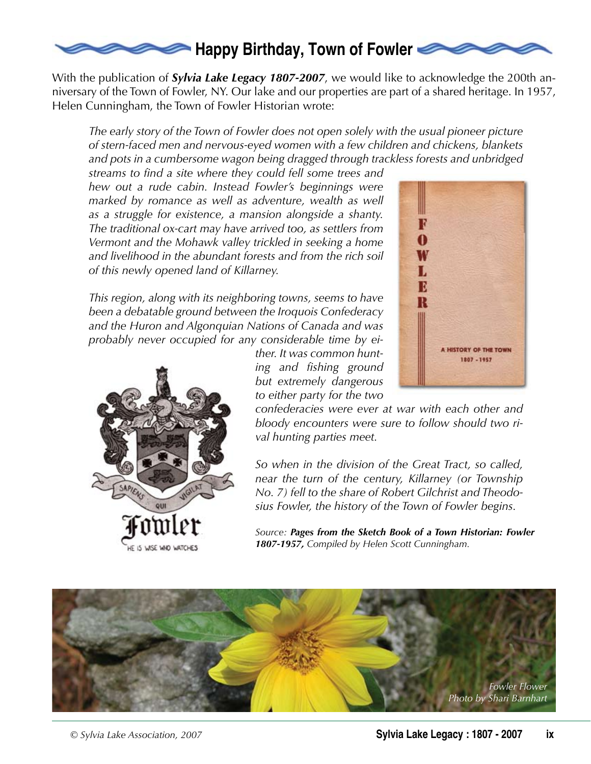# Happy Birthday, Town of Fowler

With the publication of ***Sylvia Lake Legacy 1807-2007***, we would like to acknowledge the 200th anniversary of the Town of Fowler, NY. Our lake and our properties are part of a shared heritage. In 1957, Helen Cunningham, the Town of Fowler Historian wrote:

> *The early story of the Town of Fowler does not open solely with the usual pioneer picture of stern-faced men and nervous-eyed women with a few children and chickens, blankets and pots in a cumbersome wagon being dragged through trackless forests and unbridged streams to find a site where they could fell some trees and hew out a rude cabin. Instead Fowler's beginnings were marked by romance as well as adventure, wealth as well as a struggle for existence, a mansion alongside a shanty. The traditional ox-cart may have arrived too, as settlers from Vermont and the Mohawk valley trickled in seeking a home and livelihood in the abundant forests and from the rich soil of this newly opened land of Killarney.*
>
> *This region, along with its neighboring towns, seems to have been a debatable ground between the Iroquois Confederacy and the Huron and Algonquian Nations of Canada and was probably never occupied for any considerable time by either. It was common hunting and fishing ground but extremely dangerous to either party for the two confederacies were ever at war with each other and bloody encounters were sure to follow should two rival hunting parties meet.*
>
> *So when in the division of the Great Tract, so called, near the turn of the century, Killarney (or Township No. 7) fell to the share of Robert Gilchrist and Theodosius Fowler, the history of the Town of Fowler begins.*

*Source:* ***Pages from the Sketch Book of a Town Historian: Fowler 1807-1957,*** *Compiled by Helen Scott Cunningham.*

FOWLER
A HISTORY OF THE TOWN
1807 - 1957

SAPIENS QUI VIGILAT
Fowler
HE IS WISE WHO WATCHES

*Fowler Flower*
*Photo by Shari Barnhart*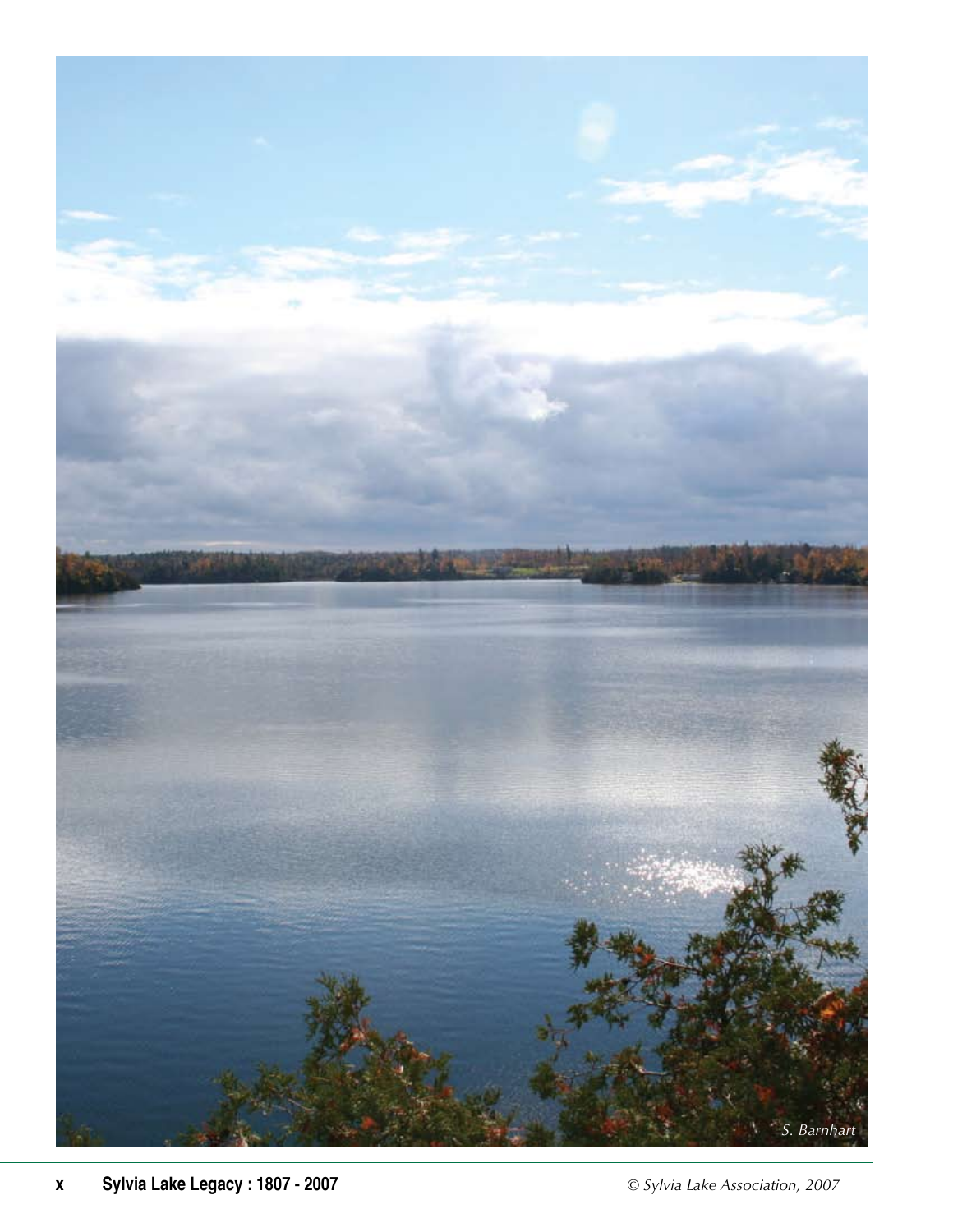*S. Barnhart*